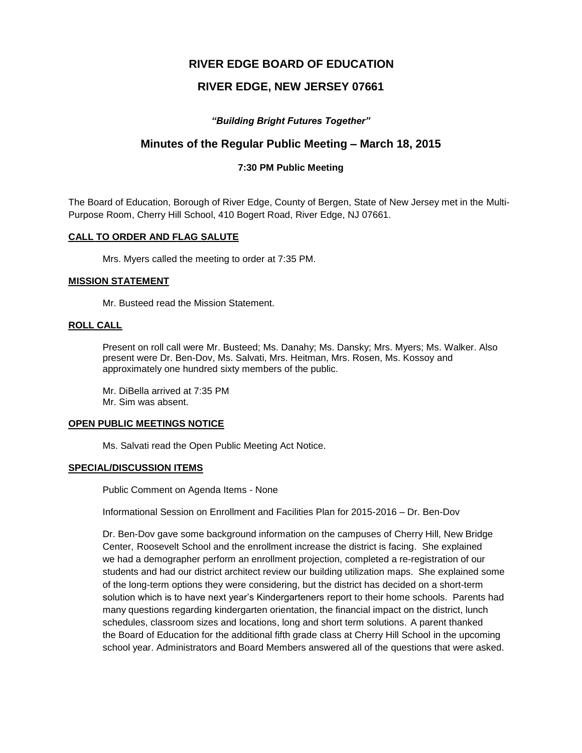# RIVER EDGE BOARD OF EDUCATION

## RIVER EDGE, NEW JERSEY 07661

***"Building Bright Futures Together"***

## Minutes of the Regular Public Meeting – March 18, 2015

**7:30 PM Public Meeting**

The Board of Education, Borough of River Edge, County of Bergen, State of New Jersey met in the Multi-Purpose Room, Cherry Hill School, 410 Bogert Road, River Edge, NJ 07661.

**CALL TO ORDER AND FLAG SALUTE**

Mrs. Myers called the meeting to order at 7:35 PM.

**MISSION STATEMENT**

Mr. Busteed read the Mission Statement.

**ROLL CALL**

Present on roll call were Mr. Busteed; Ms. Danahy; Ms. Dansky; Mrs. Myers; Ms. Walker. Also present were Dr. Ben-Dov, Ms. Salvati, Mrs. Heitman, Mrs. Rosen, Ms. Kossoy and approximately one hundred sixty members of the public.

Mr. DiBella arrived at 7:35 PM
Mr. Sim was absent.

**OPEN PUBLIC MEETINGS NOTICE**

Ms. Salvati read the Open Public Meeting Act Notice.

**SPECIAL/DISCUSSION ITEMS**

Public Comment on Agenda Items - None

Informational Session on Enrollment and Facilities Plan for 2015-2016 – Dr. Ben-Dov

Dr. Ben-Dov gave some background information on the campuses of Cherry Hill, New Bridge Center, Roosevelt School and the enrollment increase the district is facing. She explained we had a demographer perform an enrollment projection, completed a re-registration of our students and had our district architect review our building utilization maps. She explained some of the long-term options they were considering, but the district has decided on a short-term solution which is to have next year's Kindergarteners report to their home schools. Parents had many questions regarding kindergarten orientation, the financial impact on the district, lunch schedules, classroom sizes and locations, long and short term solutions. A parent thanked the Board of Education for the additional fifth grade class at Cherry Hill School in the upcoming school year. Administrators and Board Members answered all of the questions that were asked.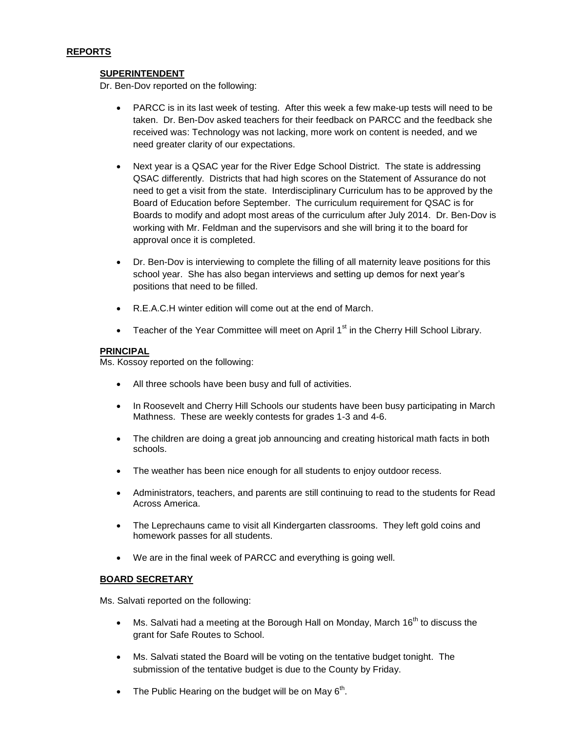## REPORTS

### SUPERINTENDENT

Dr. Ben-Dov reported on the following:

- PARCC is in its last week of testing. After this week a few make-up tests will need to be taken. Dr. Ben-Dov asked teachers for their feedback on PARCC and the feedback she received was: Technology was not lacking, more work on content is needed, and we need greater clarity of our expectations.
- Next year is a QSAC year for the River Edge School District. The state is addressing QSAC differently. Districts that had high scores on the Statement of Assurance do not need to get a visit from the state. Interdisciplinary Curriculum has to be approved by the Board of Education before September. The curriculum requirement for QSAC is for Boards to modify and adopt most areas of the curriculum after July 2014. Dr. Ben-Dov is working with Mr. Feldman and the supervisors and she will bring it to the board for approval once it is completed.
- Dr. Ben-Dov is interviewing to complete the filling of all maternity leave positions for this school year. She has also began interviews and setting up demos for next year's positions that need to be filled.
- R.E.A.C.H winter edition will come out at the end of March.
- Teacher of the Year Committee will meet on April 1st in the Cherry Hill School Library.

### PRINCIPAL

Ms. Kossoy reported on the following:

- All three schools have been busy and full of activities.
- In Roosevelt and Cherry Hill Schools our students have been busy participating in March Mathness. These are weekly contests for grades 1-3 and 4-6.
- The children are doing a great job announcing and creating historical math facts in both schools.
- The weather has been nice enough for all students to enjoy outdoor recess.
- Administrators, teachers, and parents are still continuing to read to the students for Read Across America.
- The Leprechauns came to visit all Kindergarten classrooms. They left gold coins and homework passes for all students.
- We are in the final week of PARCC and everything is going well.

### BOARD SECRETARY

Ms. Salvati reported on the following:

- Ms. Salvati had a meeting at the Borough Hall on Monday, March 16th to discuss the grant for Safe Routes to School.
- Ms. Salvati stated the Board will be voting on the tentative budget tonight. The submission of the tentative budget is due to the County by Friday.
- The Public Hearing on the budget will be on May 6th.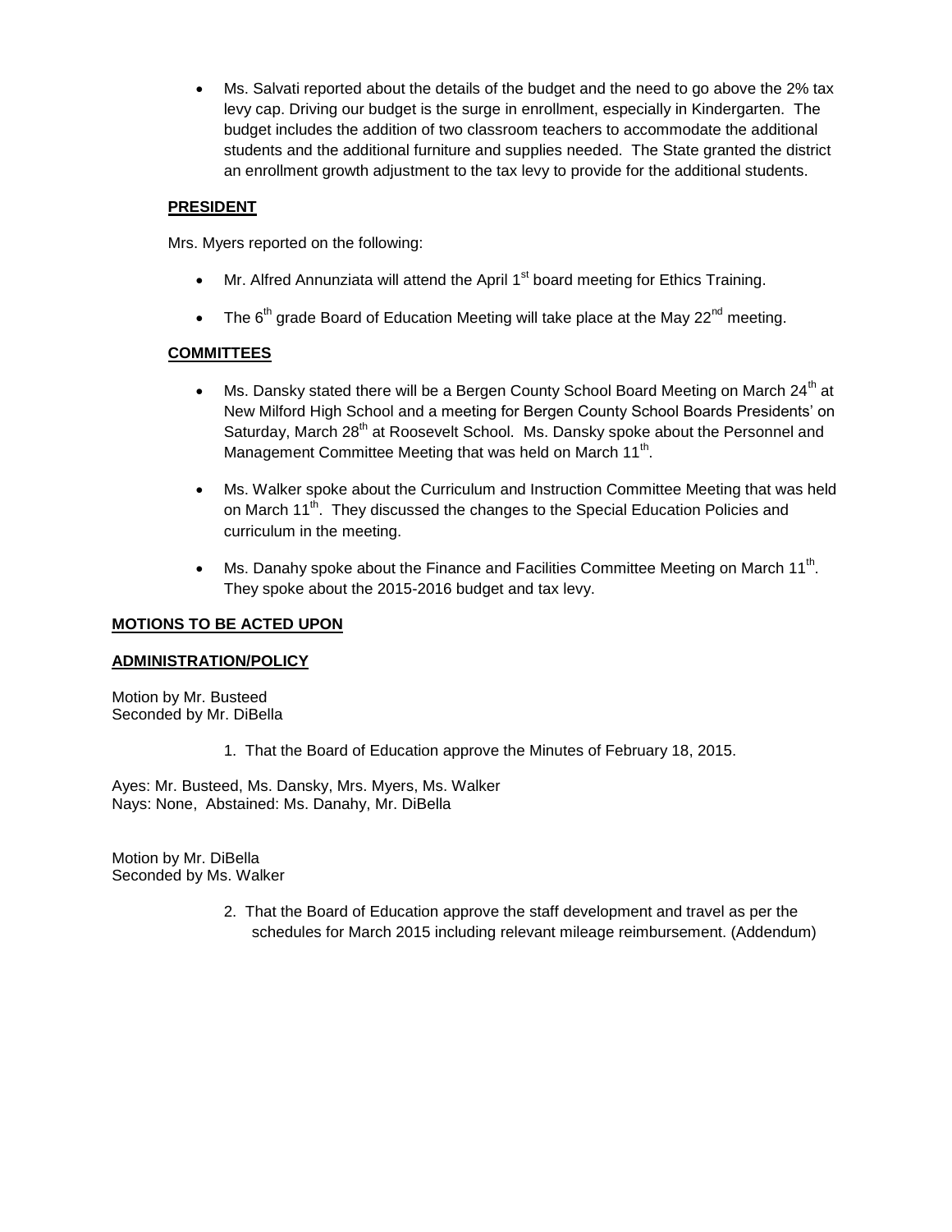- Ms. Salvati reported about the details of the budget and the need to go above the 2% tax levy cap. Driving our budget is the surge in enrollment, especially in Kindergarten. The budget includes the addition of two classroom teachers to accommodate the additional students and the additional furniture and supplies needed. The State granted the district an enrollment growth adjustment to the tax levy to provide for the additional students.

**PRESIDENT**

Mrs. Myers reported on the following:

- Mr. Alfred Annunziata will attend the April 1st board meeting for Ethics Training.
- The 6th grade Board of Education Meeting will take place at the May 22nd meeting.

**COMMITTEES**

- Ms. Dansky stated there will be a Bergen County School Board Meeting on March 24th at New Milford High School and a meeting for Bergen County School Boards Presidents' on Saturday, March 28th at Roosevelt School. Ms. Dansky spoke about the Personnel and Management Committee Meeting that was held on March 11th.
- Ms. Walker spoke about the Curriculum and Instruction Committee Meeting that was held on March 11th. They discussed the changes to the Special Education Policies and curriculum in the meeting.
- Ms. Danahy spoke about the Finance and Facilities Committee Meeting on March 11th. They spoke about the 2015-2016 budget and tax levy.

**MOTIONS TO BE ACTED UPON**

**ADMINISTRATION/POLICY**

Motion by Mr. Busteed
Seconded by Mr. DiBella

1. That the Board of Education approve the Minutes of February 18, 2015.

Ayes: Mr. Busteed, Ms. Dansky, Mrs. Myers, Ms. Walker
Nays: None, Abstained: Ms. Danahy, Mr. DiBella

Motion by Mr. DiBella
Seconded by Ms. Walker

2. That the Board of Education approve the staff development and travel as per the schedules for March 2015 including relevant mileage reimbursement. (Addendum)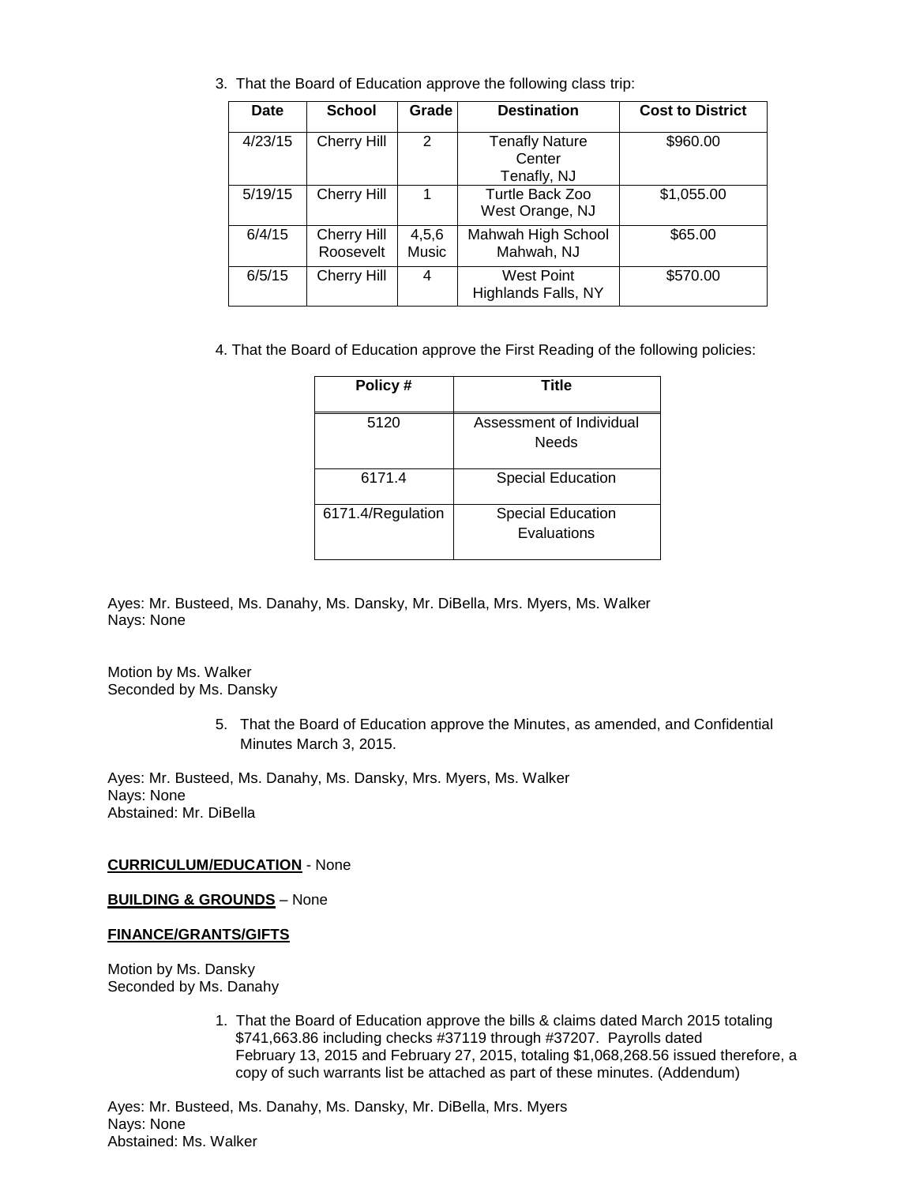3. That the Board of Education approve the following class trip:

| Date | School | Grade | Destination | Cost to District |
|---|---|---|---|---|
| 4/23/15 | Cherry Hill | 2 | Tenafly Nature Center Tenafly, NJ | $960.00 |
| 5/19/15 | Cherry Hill | 1 | Turtle Back Zoo West Orange, NJ | $1,055.00 |
| 6/4/15 | Cherry Hill Roosevelt | 4,5,6 Music | Mahwah High School Mahwah, NJ | $65.00 |
| 6/5/15 | Cherry Hill | 4 | West Point Highlands Falls, NY | $570.00 |

4. That the Board of Education approve the First Reading of the following policies:

| Policy # | Title |
|---|---|
| 5120 | Assessment of Individual Needs |
| 6171.4 | Special Education |
| 6171.4/Regulation | Special Education Evaluations |

Ayes: Mr. Busteed, Ms. Danahy, Ms. Dansky, Mr. DiBella, Mrs. Myers, Ms. Walker
Nays: None

Motion by Ms. Walker
Seconded by Ms. Dansky

5. That the Board of Education approve the Minutes, as amended, and Confidential Minutes March 3, 2015.

Ayes: Mr. Busteed, Ms. Danahy, Ms. Dansky, Mrs. Myers, Ms. Walker
Nays: None
Abstained: Mr. DiBella

**CURRICULUM/EDUCATION** - None

**BUILDING & GROUNDS** – None

**FINANCE/GRANTS/GIFTS**

Motion by Ms. Dansky
Seconded by Ms. Danahy

1. That the Board of Education approve the bills & claims dated March 2015 totaling $741,663.86 including checks #37119 through #37207. Payrolls dated February 13, 2015 and February 27, 2015, totaling $1,068,268.56 issued therefore, a copy of such warrants list be attached as part of these minutes. (Addendum)

Ayes: Mr. Busteed, Ms. Danahy, Ms. Dansky, Mr. DiBella, Mrs. Myers
Nays: None
Abstained: Ms. Walker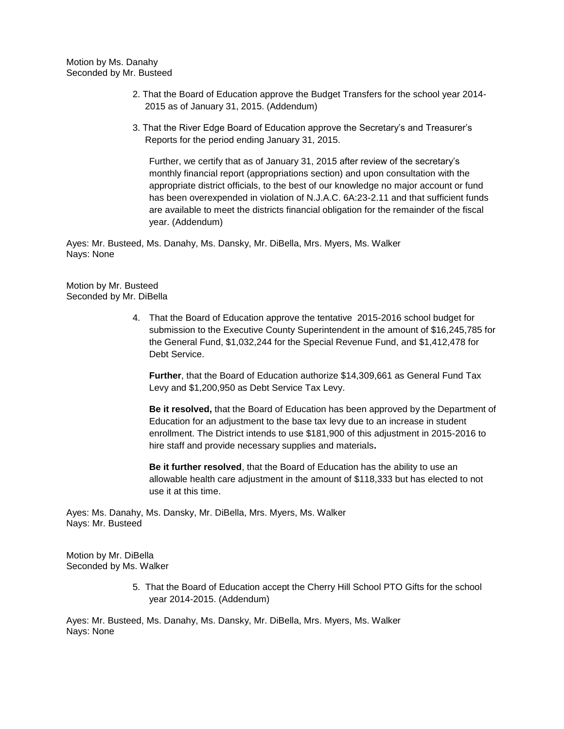Motion by Ms. Danahy
Seconded by Mr. Busteed

2. That the Board of Education approve the Budget Transfers for the school year 2014-2015 as of January 31, 2015. (Addendum)

3. That the River Edge Board of Education approve the Secretary's and Treasurer's Reports for the period ending January 31, 2015.

   Further, we certify that as of January 31, 2015 after review of the secretary's monthly financial report (appropriations section) and upon consultation with the appropriate district officials, to the best of our knowledge no major account or fund has been overexpended in violation of N.J.A.C. 6A:23-2.11 and that sufficient funds are available to meet the districts financial obligation for the remainder of the fiscal year. (Addendum)

Ayes: Mr. Busteed, Ms. Danahy, Ms. Dansky, Mr. DiBella, Mrs. Myers, Ms. Walker
Nays: None

Motion by Mr. Busteed
Seconded by Mr. DiBella

4. That the Board of Education approve the tentative 2015-2016 school budget for submission to the Executive County Superintendent in the amount of $16,245,785 for the General Fund, $1,032,244 for the Special Revenue Fund, and $1,412,478 for Debt Service.

   **Further**, that the Board of Education authorize $14,309,661 as General Fund Tax Levy and $1,200,950 as Debt Service Tax Levy.

   **Be it resolved,** that the Board of Education has been approved by the Department of Education for an adjustment to the base tax levy due to an increase in student enrollment. The District intends to use $181,900 of this adjustment in 2015-2016 to hire staff and provide necessary supplies and materials**.**

   **Be it further resolved**, that the Board of Education has the ability to use an allowable health care adjustment in the amount of $118,333 but has elected to not use it at this time.

Ayes: Ms. Danahy, Ms. Dansky, Mr. DiBella, Mrs. Myers, Ms. Walker
Nays: Mr. Busteed

Motion by Mr. DiBella
Seconded by Ms. Walker

5. That the Board of Education accept the Cherry Hill School PTO Gifts for the school year 2014-2015. (Addendum)

Ayes: Mr. Busteed, Ms. Danahy, Ms. Dansky, Mr. DiBella, Mrs. Myers, Ms. Walker
Nays: None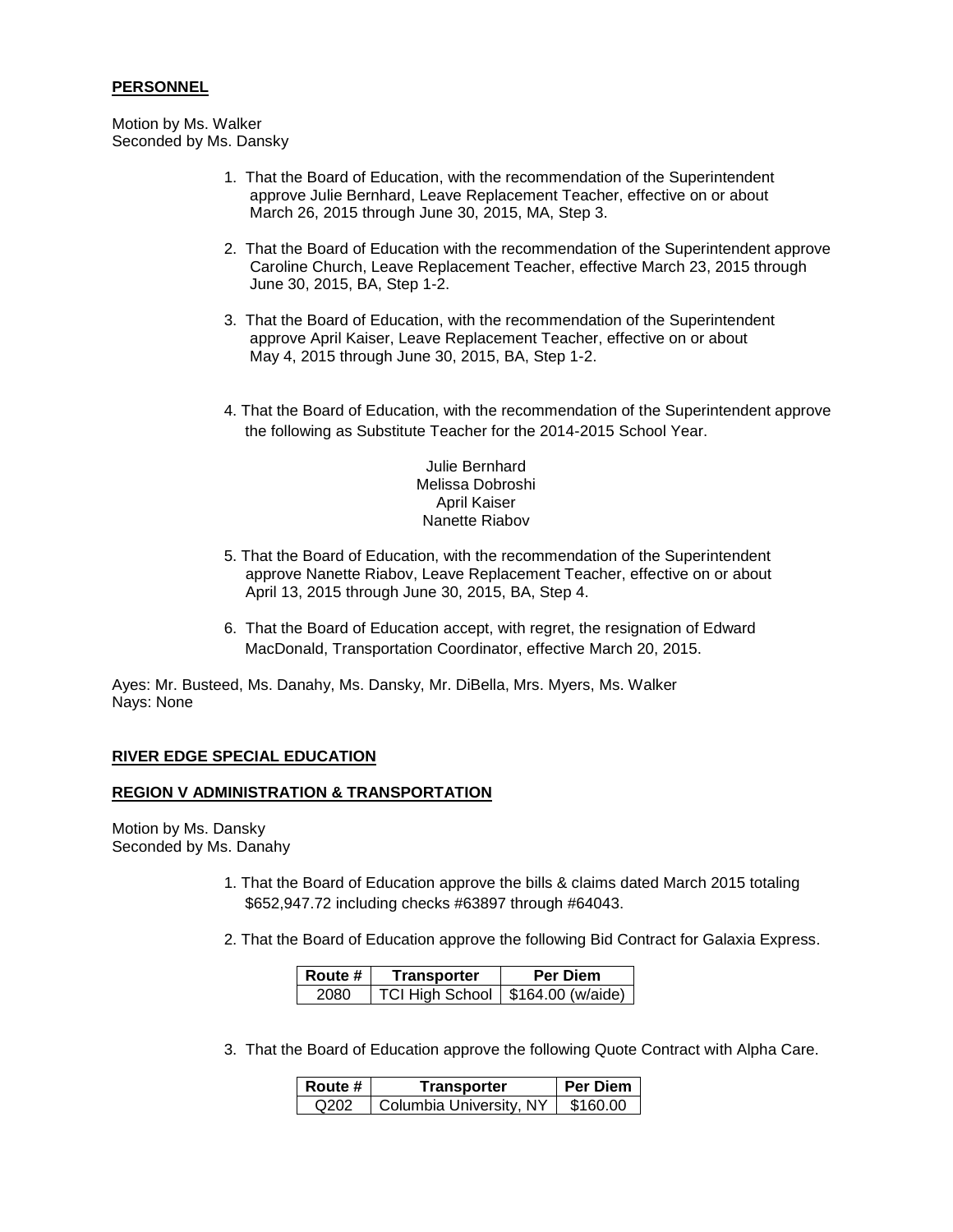**PERSONNEL**

Motion by Ms. Walker
Seconded by Ms. Dansky

1. That the Board of Education, with the recommendation of the Superintendent approve Julie Bernhard, Leave Replacement Teacher, effective on or about March 26, 2015 through June 30, 2015, MA, Step 3.

2. That the Board of Education with the recommendation of the Superintendent approve Caroline Church, Leave Replacement Teacher, effective March 23, 2015 through June 30, 2015, BA, Step 1-2.

3. That the Board of Education, with the recommendation of the Superintendent approve April Kaiser, Leave Replacement Teacher, effective on or about May 4, 2015 through June 30, 2015, BA, Step 1-2.

4. That the Board of Education, with the recommendation of the Superintendent approve the following as Substitute Teacher for the 2014-2015 School Year.

   Julie Bernhard
   Melissa Dobroshi
   April Kaiser
   Nanette Riabov

5. That the Board of Education, with the recommendation of the Superintendent approve Nanette Riabov, Leave Replacement Teacher, effective on or about April 13, 2015 through June 30, 2015, BA, Step 4.

6. That the Board of Education accept, with regret, the resignation of Edward MacDonald, Transportation Coordinator, effective March 20, 2015.

Ayes: Mr. Busteed, Ms. Danahy, Ms. Dansky, Mr. DiBella, Mrs. Myers, Ms. Walker
Nays: None

**RIVER EDGE SPECIAL EDUCATION**

**REGION V ADMINISTRATION & TRANSPORTATION**

Motion by Ms. Dansky
Seconded by Ms. Danahy

1. That the Board of Education approve the bills & claims dated March 2015 totaling $652,947.72 including checks #63897 through #64043.

2. That the Board of Education approve the following Bid Contract for Galaxia Express.

| Route # | Transporter | Per Diem |
|---|---|---|
| 2080 | TCI High School | $164.00 (w/aide) |

3. That the Board of Education approve the following Quote Contract with Alpha Care.

| Route # | Transporter | Per Diem |
|---|---|---|
| Q202 | Columbia University, NY | $160.00 |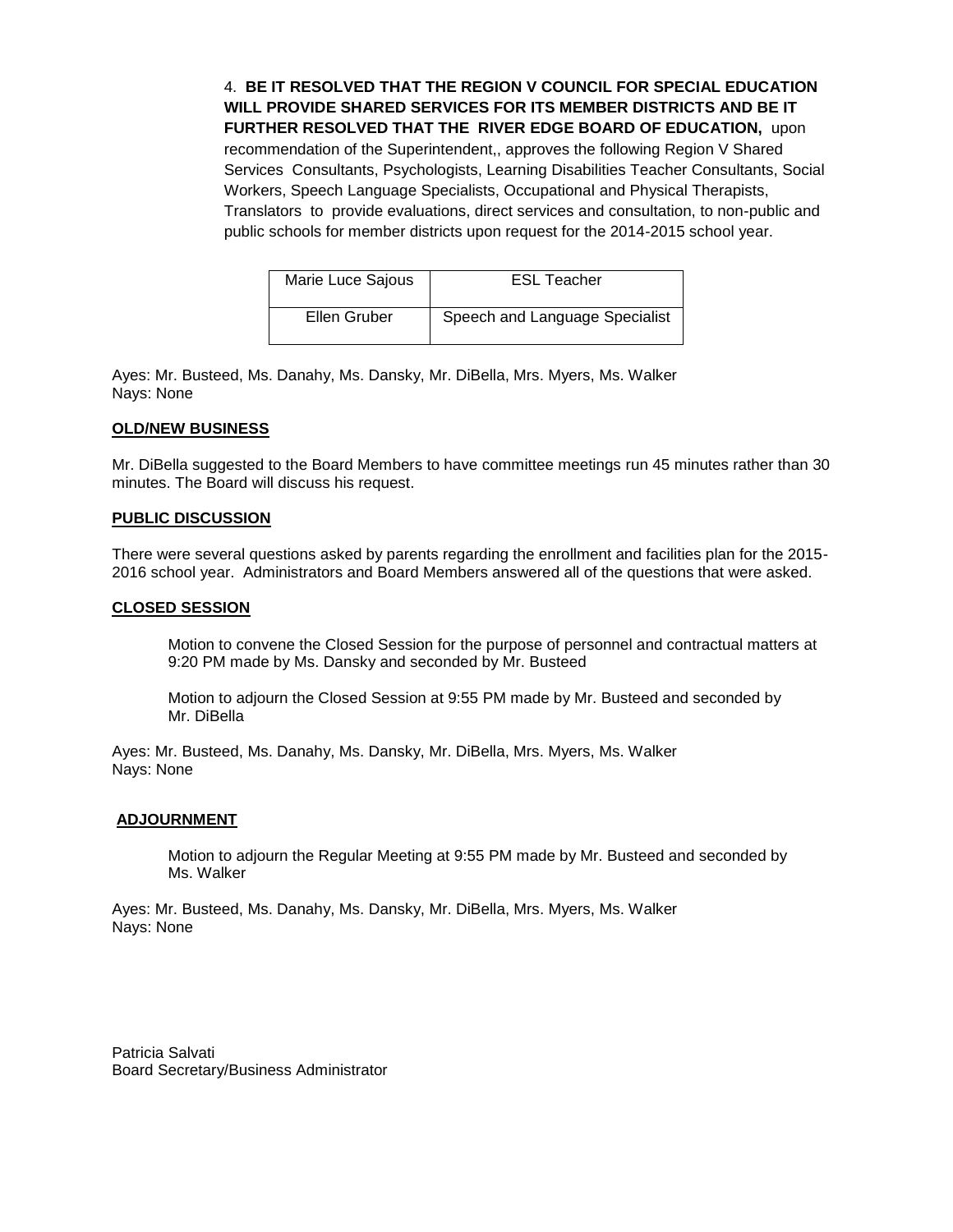4. **BE IT RESOLVED THAT THE REGION V COUNCIL FOR SPECIAL EDUCATION WILL PROVIDE SHARED SERVICES FOR ITS MEMBER DISTRICTS AND BE IT FURTHER RESOLVED THAT THE RIVER EDGE BOARD OF EDUCATION,** upon recommendation of the Superintendent,, approves the following Region V Shared Services Consultants, Psychologists, Learning Disabilities Teacher Consultants, Social Workers, Speech Language Specialists, Occupational and Physical Therapists, Translators to provide evaluations, direct services and consultation, to non-public and public schools for member districts upon request for the 2014-2015 school year.

| | |
|---|---|
| Marie Luce Sajous | ESL Teacher |
| Ellen Gruber | Speech and Language Specialist |

Ayes: Mr. Busteed, Ms. Danahy, Ms. Dansky, Mr. DiBella, Mrs. Myers, Ms. Walker
Nays: None

**OLD/NEW BUSINESS**

Mr. DiBella suggested to the Board Members to have committee meetings run 45 minutes rather than 30 minutes. The Board will discuss his request.

**PUBLIC DISCUSSION**

There were several questions asked by parents regarding the enrollment and facilities plan for the 2015-2016 school year. Administrators and Board Members answered all of the questions that were asked.

**CLOSED SESSION**

Motion to convene the Closed Session for the purpose of personnel and contractual matters at 9:20 PM made by Ms. Dansky and seconded by Mr. Busteed

Motion to adjourn the Closed Session at 9:55 PM made by Mr. Busteed and seconded by Mr. DiBella

Ayes: Mr. Busteed, Ms. Danahy, Ms. Dansky, Mr. DiBella, Mrs. Myers, Ms. Walker
Nays: None

**ADJOURNMENT**

Motion to adjourn the Regular Meeting at 9:55 PM made by Mr. Busteed and seconded by Ms. Walker

Ayes: Mr. Busteed, Ms. Danahy, Ms. Dansky, Mr. DiBella, Mrs. Myers, Ms. Walker
Nays: None

Patricia Salvati
Board Secretary/Business Administrator